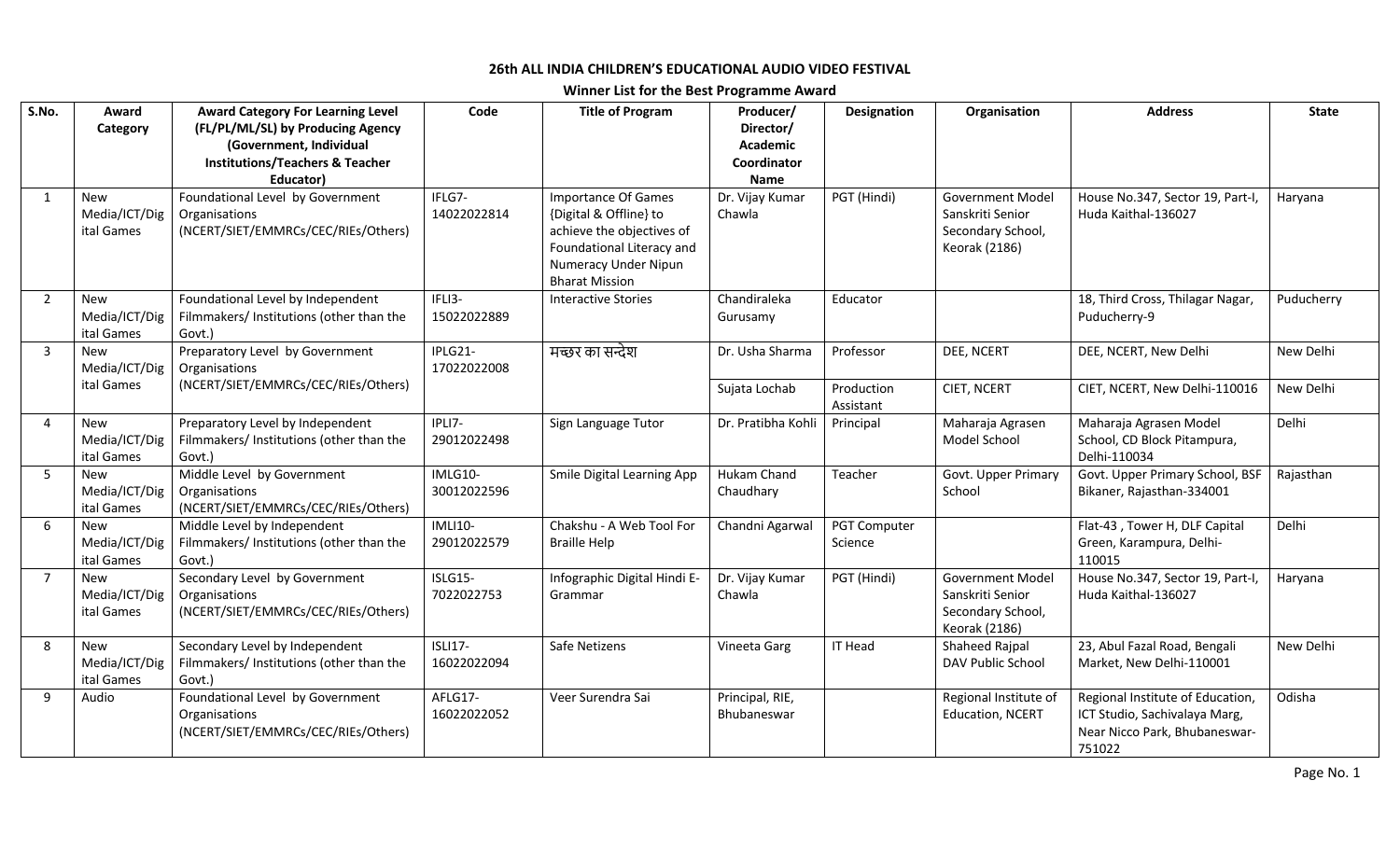# 26th ALL INDIA CHILDREN'S EDUCATIONAL AUDIO VIDEO FESTIVAL

## Winner List for the Best Programme Award

| S.No. | Award Category | Award Category For Learning Level (FL/PL/ML/SL) by Producing Agency (Government, Individual Institutions/Teachers & Teacher Educator) | Code | Title of Program | Producer/ Director/ Academic Coordinator Name | Designation | Organisation | Address | State |
|---|---|---|---|---|---|---|---|---|---|
| 1 | New Media/ICT/Digital Games | Foundational Level by Government Organisations (NCERT/SIET/EMMRCs/CEC/RIEs/Others) | IFLG7-14022022814 | Importance Of Games {Digital & Offline} to achieve the objectives of Foundational Literacy and Numeracy Under Nipun Bharat Mission | Dr. Vijay Kumar Chawla | PGT (Hindi) | Government Model Sanskriti Senior Secondary School, Keorak (2186) | House No.347, Sector 19, Part-I, Huda Kaithal-136027 | Haryana |
| 2 | New Media/ICT/Digital Games | Foundational Level by Independent Filmmakers/ Institutions (other than the Govt.) | IFLI3-15022022889 | Interactive Stories | Chandiraleka Gurusamy | Educator | | 18, Third Cross, Thilagar Nagar, Puducherry-9 | Puducherry |
| 3 | New Media/ICT/Digital Games | Preparatory Level by Government Organisations (NCERT/SIET/EMMRCs/CEC/RIEs/Others) | IPLG21-17022022008 | मच्छर का सन्देश | Dr. Usha Sharma | Professor | DEE, NCERT | DEE, NCERT, New Delhi | New Delhi |
| | | | | | Sujata Lochab | Production Assistant | CIET, NCERT | CIET, NCERT, New Delhi-110016 | New Delhi |
| 4 | New Media/ICT/Digital Games | Preparatory Level by Independent Filmmakers/ Institutions (other than the Govt.) | IPLI7-29012022498 | Sign Language Tutor | Dr. Pratibha Kohli | Principal | Maharaja Agrasen Model School | Maharaja Agrasen Model School, CD Block Pitampura, Delhi-110034 | Delhi |
| 5 | New Media/ICT/Digital Games | Middle Level by Government Organisations (NCERT/SIET/EMMRCs/CEC/RIEs/Others) | IMLG10-30012022596 | Smile Digital Learning App | Hukam Chand Chaudhary | Teacher | Govt. Upper Primary School | Govt. Upper Primary School, BSF Bikaner, Rajasthan-334001 | Rajasthan |
| 6 | New Media/ICT/Digital Games | Middle Level by Independent Filmmakers/ Institutions (other than the Govt.) | IMLI10-29012022579 | Chakshu - A Web Tool For Braille Help | Chandni Agarwal | PGT Computer Science | | Flat-43 , Tower H, DLF Capital Green, Karampura, Delhi-110015 | Delhi |
| 7 | New Media/ICT/Digital Games | Secondary Level by Government Organisations (NCERT/SIET/EMMRCs/CEC/RIEs/Others) | ISLG15-7022022753 | Infographic Digital Hindi E-Grammar | Dr. Vijay Kumar Chawla | PGT (Hindi) | Government Model Sanskriti Senior Secondary School, Keorak (2186) | House No.347, Sector 19, Part-I, Huda Kaithal-136027 | Haryana |
| 8 | New Media/ICT/Digital Games | Secondary Level by Independent Filmmakers/ Institutions (other than the Govt.) | ISLI17-16022022094 | Safe Netizens | Vineeta Garg | IT Head | Shaheed Rajpal DAV Public School | 23, Abul Fazal Road, Bengali Market, New Delhi-110001 | New Delhi |
| 9 | Audio | Foundational Level by Government Organisations (NCERT/SIET/EMMRCs/CEC/RIEs/Others) | AFLG17-16022022052 | Veer Surendra Sai | Principal, RIE, Bhubaneswar | | Regional Institute of Education, NCERT | Regional Institute of Education, ICT Studio, Sachivalaya Marg, Near Nicco Park, Bhubaneswar-751022 | Odisha |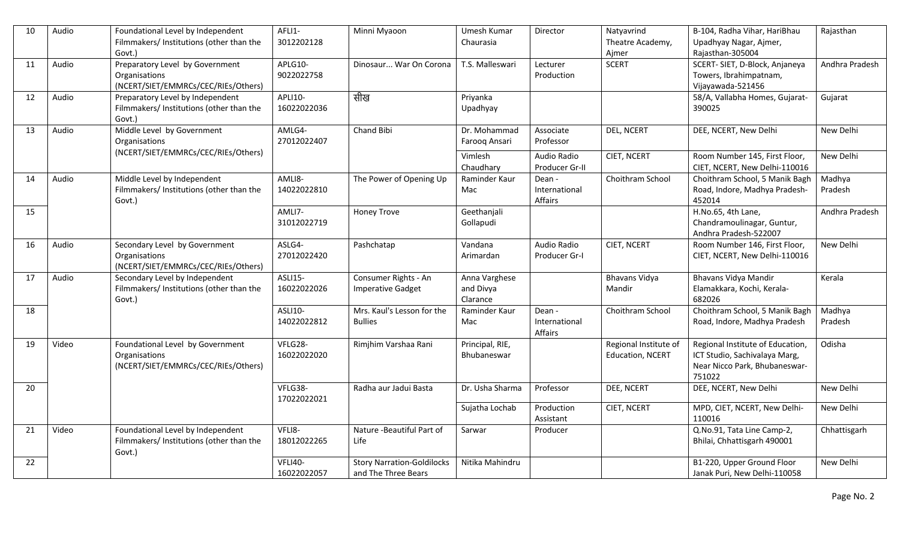| 10 | Audio | Foundational Level by Independent Filmmakers/ Institutions (other than the Govt.) | AFLI1-3012202128 | Minni Myaoon | Umesh Kumar Chaurasia | Director | Natyavrind Theatre Academy, Ajmer | B-104, Radha Vihar, HariBhau Upadhyay Nagar, Ajmer, Rajasthan-305004 | Rajasthan |
|---|---|---|---|---|---|---|---|---|---|
| 11 | Audio | Preparatory Level by Government Organisations (NCERT/SIET/EMMRCs/CEC/RIEs/Others) | APLG10-9022022758 | Dinosaur... War On Corona | T.S. Malleswari | Lecturer Production | SCERT | SCERT- SIET, D-Block, Anjaneya Towers, Ibrahimpatnam, Vijayawada-521456 | Andhra Pradesh |
| 12 | Audio | Preparatory Level by Independent Filmmakers/ Institutions (other than the Govt.) | APLI10-16022022036 | सीख | Priyanka Upadhyay | | | 58/A, Vallabha Homes, Gujarat-390025 | Gujarat |
| 13 | Audio | Middle Level by Government Organisations (NCERT/SIET/EMMRCs/CEC/RIEs/Others) | AMLG4-27012022407 | Chand Bibi | Dr. Mohammad Farooq Ansari | Associate Professor | DEL, NCERT | DEE, NCERT, New Delhi | New Delhi |
| | | | | | Vimlesh Chaudhary | Audio Radio Producer Gr-II | CIET, NCERT | Room Number 145, First Floor, CIET, NCERT, New Delhi-110016 | New Delhi |
| 14 | Audio | Middle Level by Independent Filmmakers/ Institutions (other than the Govt.) | AMLI8-14022022810 | The Power of Opening Up | Raminder Kaur Mac | Dean - International Affairs | Choithram School | Choithram School, 5 Manik Bagh Road, Indore, Madhya Pradesh-452014 | Madhya Pradesh |
| 15 | | | AMLI7-31012022719 | Honey Trove | Geethanjali Gollapudi | | | H.No.65, 4th Lane, Chandramoulinagar, Guntur, Andhra Pradesh-522007 | Andhra Pradesh |
| 16 | Audio | Secondary Level by Government Organisations (NCERT/SIET/EMMRCs/CEC/RIEs/Others) | ASLG4-27012022420 | Pashchatap | Vandana Arimardan | Audio Radio Producer Gr-I | CIET, NCERT | Room Number 146, First Floor, CIET, NCERT, New Delhi-110016 | New Delhi |
| 17 | Audio | Secondary Level by Independent Filmmakers/ Institutions (other than the Govt.) | ASLI15-16022022026 | Consumer Rights - An Imperative Gadget | Anna Varghese and Divya Clarance | | Bhavans Vidya Mandir | Bhavans Vidya Mandir Elamakkara, Kochi, Kerala-682026 | Kerala |
| 18 | | | ASLI10-14022022812 | Mrs. Kaul's Lesson for the Bullies | Raminder Kaur Mac | Dean - International Affairs | Choithram School | Choithram School, 5 Manik Bagh Road, Indore, Madhya Pradesh | Madhya Pradesh |
| 19 | Video | Foundational Level by Government Organisations (NCERT/SIET/EMMRCs/CEC/RIEs/Others) | VFLG28-16022022020 | Rimjhim Varshaa Rani | Principal, RIE, Bhubaneswar | | Regional Institute of Education, NCERT | Regional Institute of Education, ICT Studio, Sachivalaya Marg, Near Nicco Park, Bhubaneswar-751022 | Odisha |
| 20 | | | VFLG38-17022022021 | Radha aur Jadui Basta | Dr. Usha Sharma | Professor | DEE, NCERT | DEE, NCERT, New Delhi | New Delhi |
| | | | | | Sujatha Lochab | Production Assistant | CIET, NCERT | MPD, CIET, NCERT, New Delhi-110016 | New Delhi |
| 21 | Video | Foundational Level by Independent Filmmakers/ Institutions (other than the Govt.) | VFLI8-18012022265 | Nature -Beautiful Part of Life | Sarwar | Producer | | Q.No.91, Tata Line Camp-2, Bhilai, Chhattisgarh 490001 | Chhattisgarh |
| 22 | | | VFLI40-16022022057 | Story Narration-Goldilocks and The Three Bears | Nitika Mahindru | | | B1-220, Upper Ground Floor Janak Puri, New Delhi-110058 | New Delhi |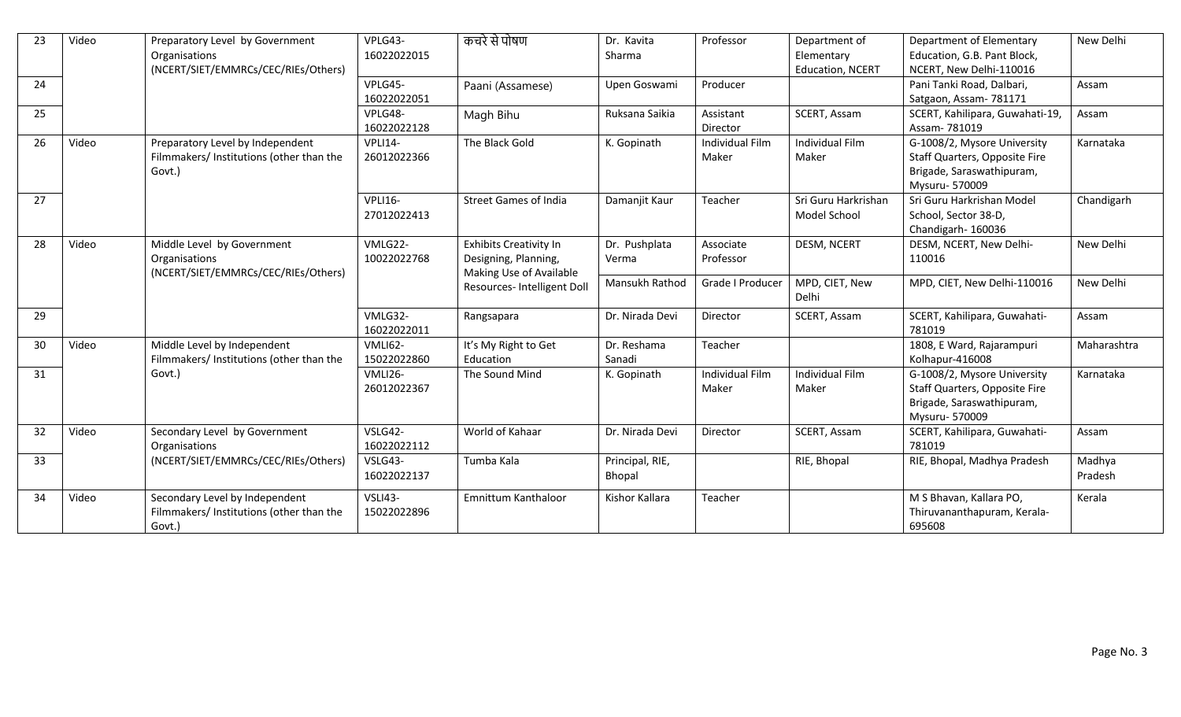| | | | | | | | | | |
|---|---|---|---|---|---|---|---|---|---|
| 23 | Video | Preparatory Level by Government Organisations (NCERT/SIET/EMMRCs/CEC/RIEs/Others) | VPLG43-16022022015 | कचरे से पोषण | Dr. Kavita Sharma | Professor | Department of Elementary Education, NCERT | Department of Elementary Education, G.B. Pant Block, NCERT, New Delhi-110016 | New Delhi |
| 24 | | | VPLG45-16022022051 | Paani (Assamese) | Upen Goswami | Producer | | Pani Tanki Road, Dalbari, Satgaon, Assam- 781171 | Assam |
| 25 | | | VPLG48-16022022128 | Magh Bihu | Ruksana Saikia | Assistant Director | SCERT, Assam | SCERT, Kahilipara, Guwahati-19, Assam- 781019 | Assam |
| 26 | Video | Preparatory Level by Independent Filmmakers/ Institutions (other than the Govt.) | VPLI14-26012022366 | The Black Gold | K. Gopinath | Individual Film Maker | Individual Film Maker | G-1008/2, Mysore University Staff Quarters, Opposite Fire Brigade, Saraswathipuram, Mysuru- 570009 | Karnataka |
| 27 | | | VPLI16-27012022413 | Street Games of India | Damanjit Kaur | Teacher | Sri Guru Harkrishan Model School | Sri Guru Harkrishan Model School, Sector 38-D, Chandigarh- 160036 | Chandigarh |
| 28 | Video | Middle Level by Government Organisations (NCERT/SIET/EMMRCs/CEC/RIEs/Others) | VMLG22-10022022768 | Exhibits Creativity In Designing, Planning, Making Use of Available Resources- Intelligent Doll | Dr. Pushplata Verma | Associate Professor | DESM, NCERT | DESM, NCERT, New Delhi-110016 | New Delhi |
| | | | | | Mansukh Rathod | Grade I Producer | MPD, CIET, New Delhi | MPD, CIET, New Delhi-110016 | New Delhi |
| 29 | | | VMLG32-16022022011 | Rangsapara | Dr. Nirada Devi | Director | SCERT, Assam | SCERT, Kahilipara, Guwahati-781019 | Assam |
| 30 | Video | Middle Level by Independent Filmmakers/ Institutions (other than the Govt.) | VMLI62-15022022860 | It's My Right to Get Education | Dr. Reshama Sanadi | Teacher | | 1808, E Ward, Rajarampuri Kolhapur-416008 | Maharashtra |
| 31 | | | VMLI26-26012022367 | The Sound Mind | K. Gopinath | Individual Film Maker | Individual Film Maker | G-1008/2, Mysore University Staff Quarters, Opposite Fire Brigade, Saraswathipuram, Mysuru- 570009 | Karnataka |
| 32 | Video | Secondary Level by Government Organisations (NCERT/SIET/EMMRCs/CEC/RIEs/Others) | VSLG42-16022022112 | World of Kahaar | Dr. Nirada Devi | Director | SCERT, Assam | SCERT, Kahilipara, Guwahati-781019 | Assam |
| 33 | | | VSLG43-16022022137 | Tumba Kala | Principal, RIE, Bhopal | | RIE, Bhopal | RIE, Bhopal, Madhya Pradesh | Madhya Pradesh |
| 34 | Video | Secondary Level by Independent Filmmakers/ Institutions (other than the Govt.) | VSLI43-15022022896 | Emnittum Kanthaloor | Kishor Kallara | Teacher | | M S Bhavan, Kallara PO, Thiruvananthapuram, Kerala-695608 | Kerala |